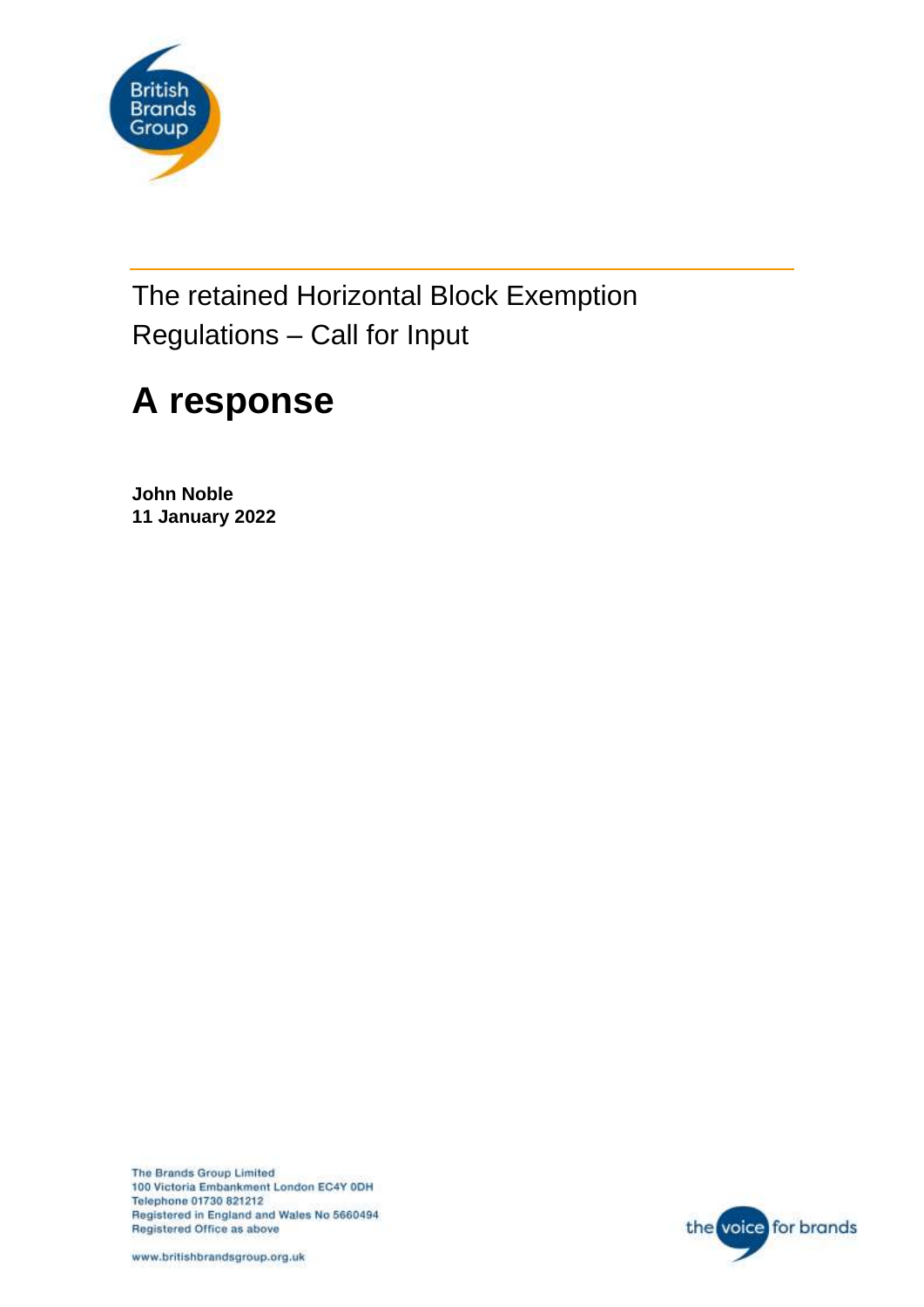British Brands Group

The retained Horizontal Block Exemption Regulations – Call for Input

# A response

**John Noble**
**11 January 2022**

The Brands Group Limited
100 Victoria Embankment London EC4Y 0DH
Telephone 01730 821212
Registered in England and Wales No 5660494
Registered Office as above

www.britishbrandsgroup.org.uk

the voice for brands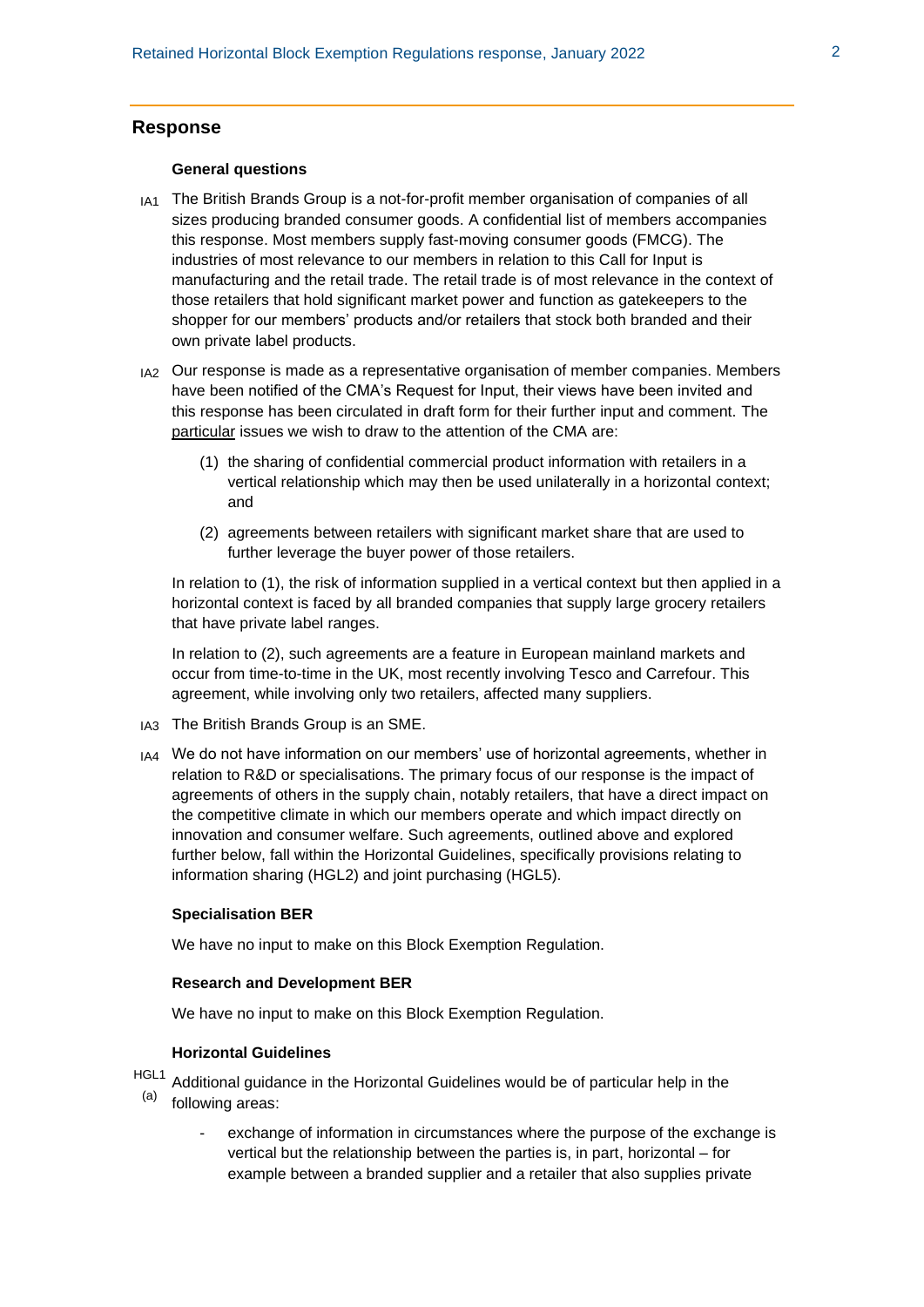## Response

### General questions

IA1 The British Brands Group is a not-for-profit member organisation of companies of all sizes producing branded consumer goods. A confidential list of members accompanies this response. Most members supply fast-moving consumer goods (FMCG). The industries of most relevance to our members in relation to this Call for Input is manufacturing and the retail trade. The retail trade is of most relevance in the context of those retailers that hold significant market power and function as gatekeepers to the shopper for our members' products and/or retailers that stock both branded and their own private label products.

IA2 Our response is made as a representative organisation of member companies. Members have been notified of the CMA's Request for Input, their views have been invited and this response has been circulated in draft form for their further input and comment. The particular issues we wish to draw to the attention of the CMA are:

(1) the sharing of confidential commercial product information with retailers in a vertical relationship which may then be used unilaterally in a horizontal context; and

(2) agreements between retailers with significant market share that are used to further leverage the buyer power of those retailers.

In relation to (1), the risk of information supplied in a vertical context but then applied in a horizontal context is faced by all branded companies that supply large grocery retailers that have private label ranges.

In relation to (2), such agreements are a feature in European mainland markets and occur from time-to-time in the UK, most recently involving Tesco and Carrefour. This agreement, while involving only two retailers, affected many suppliers.

IA3 The British Brands Group is an SME.

IA4 We do not have information on our members' use of horizontal agreements, whether in relation to R&D or specialisations. The primary focus of our response is the impact of agreements of others in the supply chain, notably retailers, that have a direct impact on the competitive climate in which our members operate and which impact directly on innovation and consumer welfare. Such agreements, outlined above and explored further below, fall within the Horizontal Guidelines, specifically provisions relating to information sharing (HGL2) and joint purchasing (HGL5).

### Specialisation BER

We have no input to make on this Block Exemption Regulation.

### Research and Development BER

We have no input to make on this Block Exemption Regulation.

### Horizontal Guidelines

HGL1 (a) Additional guidance in the Horizontal Guidelines would be of particular help in the following areas:

- exchange of information in circumstances where the purpose of the exchange is vertical but the relationship between the parties is, in part, horizontal – for example between a branded supplier and a retailer that also supplies private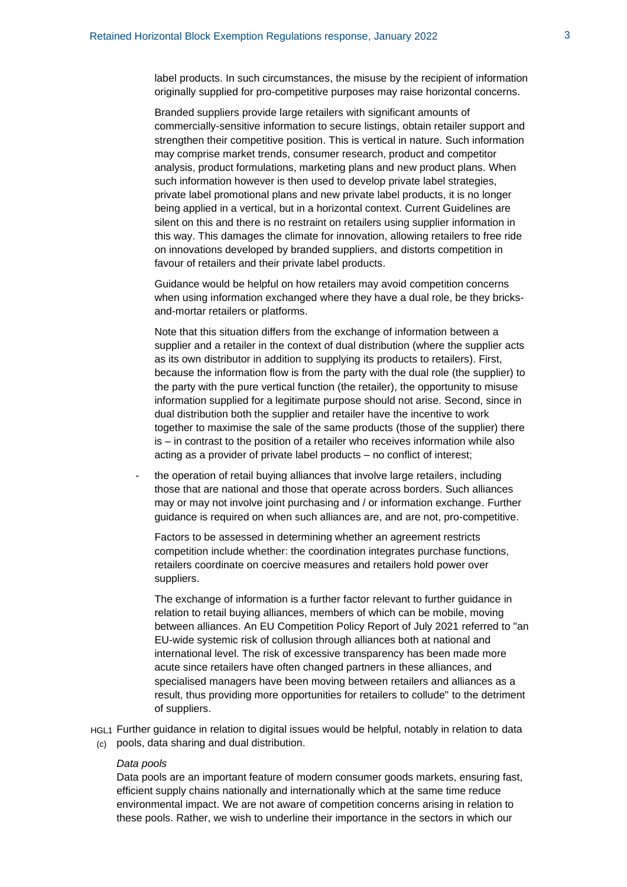label products. In such circumstances, the misuse by the recipient of information originally supplied for pro-competitive purposes may raise horizontal concerns.

Branded suppliers provide large retailers with significant amounts of commercially-sensitive information to secure listings, obtain retailer support and strengthen their competitive position. This is vertical in nature. Such information may comprise market trends, consumer research, product and competitor analysis, product formulations, marketing plans and new product plans. When such information however is then used to develop private label strategies, private label promotional plans and new private label products, it is no longer being applied in a vertical, but in a horizontal context. Current Guidelines are silent on this and there is no restraint on retailers using supplier information in this way. This damages the climate for innovation, allowing retailers to free ride on innovations developed by branded suppliers, and distorts competition in favour of retailers and their private label products.

Guidance would be helpful on how retailers may avoid competition concerns when using information exchanged where they have a dual role, be they bricks-and-mortar retailers or platforms.

Note that this situation differs from the exchange of information between a supplier and a retailer in the context of dual distribution (where the supplier acts as its own distributor in addition to supplying its products to retailers). First, because the information flow is from the party with the dual role (the supplier) to the party with the pure vertical function (the retailer), the opportunity to misuse information supplied for a legitimate purpose should not arise. Second, since in dual distribution both the supplier and retailer have the incentive to work together to maximise the sale of the same products (those of the supplier) there is – in contrast to the position of a retailer who receives information while also acting as a provider of private label products – no conflict of interest;

- the operation of retail buying alliances that involve large retailers, including those that are national and those that operate across borders. Such alliances may or may not involve joint purchasing and / or information exchange. Further guidance is required on when such alliances are, and are not, pro-competitive.

  Factors to be assessed in determining whether an agreement restricts competition include whether: the coordination integrates purchase functions, retailers coordinate on coercive measures and retailers hold power over suppliers.

  The exchange of information is a further factor relevant to further guidance in relation to retail buying alliances, members of which can be mobile, moving between alliances. An EU Competition Policy Report of July 2021 referred to "an EU-wide systemic risk of collusion through alliances both at national and international level. The risk of excessive transparency has been made more acute since retailers have often changed partners in these alliances, and specialised managers have been moving between retailers and alliances as a result, thus providing more opportunities for retailers to collude" to the detriment of suppliers.

HGL1 (c) Further guidance in relation to digital issues would be helpful, notably in relation to data pools, data sharing and dual distribution.

*Data pools*

Data pools are an important feature of modern consumer goods markets, ensuring fast, efficient supply chains nationally and internationally which at the same time reduce environmental impact. We are not aware of competition concerns arising in relation to these pools. Rather, we wish to underline their importance in the sectors in which our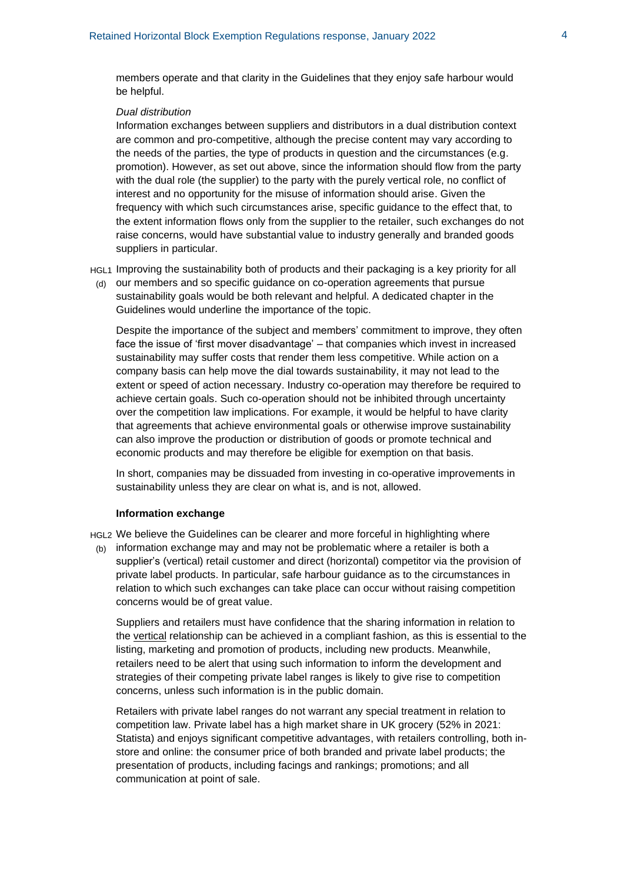members operate and that clarity in the Guidelines that they enjoy safe harbour would be helpful.

*Dual distribution*

Information exchanges between suppliers and distributors in a dual distribution context are common and pro-competitive, although the precise content may vary according to the needs of the parties, the type of products in question and the circumstances (e.g. promotion). However, as set out above, since the information should flow from the party with the dual role (the supplier) to the party with the purely vertical role, no conflict of interest and no opportunity for the misuse of information should arise. Given the frequency with which such circumstances arise, specific guidance to the effect that, to the extent information flows only from the supplier to the retailer, such exchanges do not raise concerns, would have substantial value to industry generally and branded goods suppliers in particular.

HGL1 (d) Improving the sustainability both of products and their packaging is a key priority for all our members and so specific guidance on co-operation agreements that pursue sustainability goals would be both relevant and helpful. A dedicated chapter in the Guidelines would underline the importance of the topic.

Despite the importance of the subject and members' commitment to improve, they often face the issue of 'first mover disadvantage' – that companies which invest in increased sustainability may suffer costs that render them less competitive. While action on a company basis can help move the dial towards sustainability, it may not lead to the extent or speed of action necessary. Industry co-operation may therefore be required to achieve certain goals. Such co-operation should not be inhibited through uncertainty over the competition law implications. For example, it would be helpful to have clarity that agreements that achieve environmental goals or otherwise improve sustainability can also improve the production or distribution of goods or promote technical and economic products and may therefore be eligible for exemption on that basis.

In short, companies may be dissuaded from investing in co-operative improvements in sustainability unless they are clear on what is, and is not, allowed.

**Information exchange**

HGL2 (b) We believe the Guidelines can be clearer and more forceful in highlighting where information exchange may and may not be problematic where a retailer is both a supplier's (vertical) retail customer and direct (horizontal) competitor via the provision of private label products. In particular, safe harbour guidance as to the circumstances in relation to which such exchanges can take place can occur without raising competition concerns would be of great value.

Suppliers and retailers must have confidence that the sharing information in relation to the vertical relationship can be achieved in a compliant fashion, as this is essential to the listing, marketing and promotion of products, including new products. Meanwhile, retailers need to be alert that using such information to inform the development and strategies of their competing private label ranges is likely to give rise to competition concerns, unless such information is in the public domain.

Retailers with private label ranges do not warrant any special treatment in relation to competition law. Private label has a high market share in UK grocery (52% in 2021: Statista) and enjoys significant competitive advantages, with retailers controlling, both in-store and online: the consumer price of both branded and private label products; the presentation of products, including facings and rankings; promotions; and all communication at point of sale.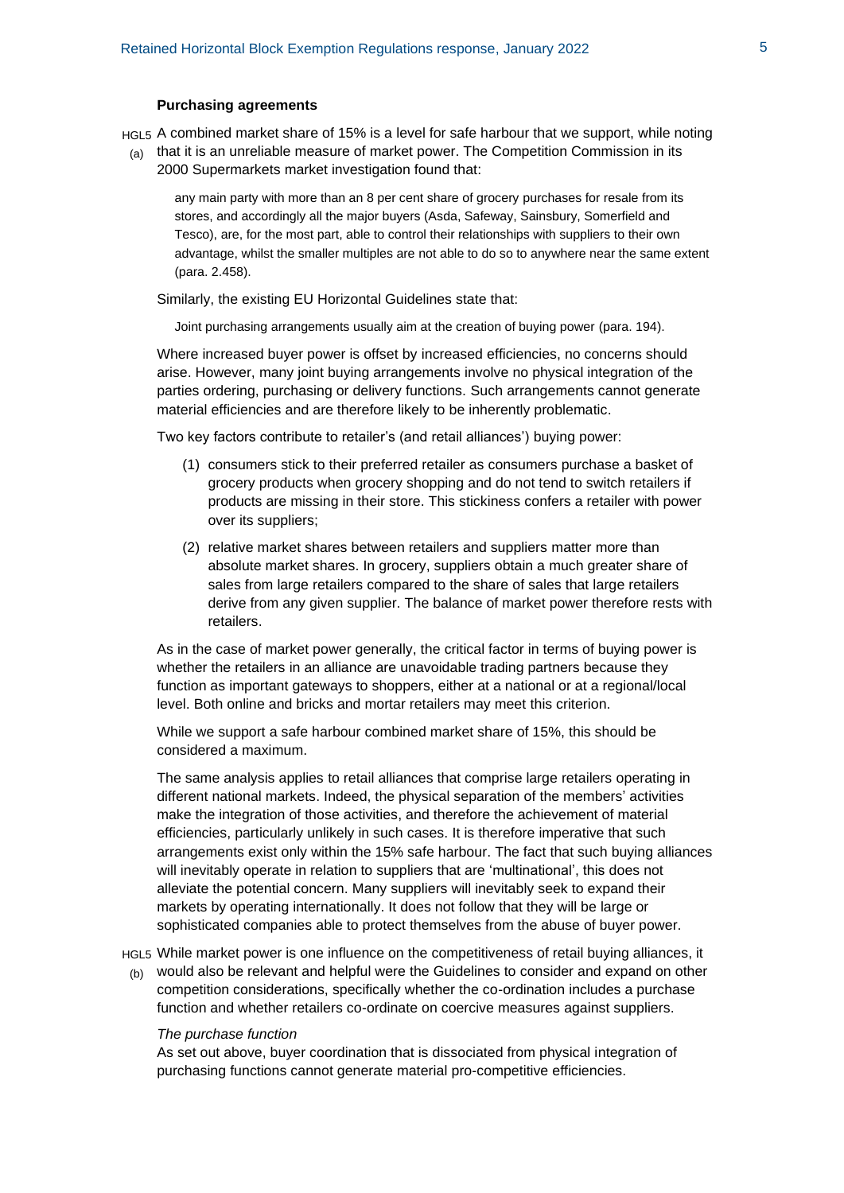### Purchasing agreements

HGL5 (a) A combined market share of 15% is a level for safe harbour that we support, while noting that it is an unreliable measure of market power. The Competition Commission in its 2000 Supermarkets market investigation found that:

> any main party with more than an 8 per cent share of grocery purchases for resale from its stores, and accordingly all the major buyers (Asda, Safeway, Sainsbury, Somerfield and Tesco), are, for the most part, able to control their relationships with suppliers to their own advantage, whilst the smaller multiples are not able to do so to anywhere near the same extent (para. 2.458).

Similarly, the existing EU Horizontal Guidelines state that:

> Joint purchasing arrangements usually aim at the creation of buying power (para. 194).

Where increased buyer power is offset by increased efficiencies, no concerns should arise. However, many joint buying arrangements involve no physical integration of the parties ordering, purchasing or delivery functions. Such arrangements cannot generate material efficiencies and are therefore likely to be inherently problematic.

Two key factors contribute to retailer's (and retail alliances') buying power:

(1) consumers stick to their preferred retailer as consumers purchase a basket of grocery products when grocery shopping and do not tend to switch retailers if products are missing in their store. This stickiness confers a retailer with power over its suppliers;

(2) relative market shares between retailers and suppliers matter more than absolute market shares. In grocery, suppliers obtain a much greater share of sales from large retailers compared to the share of sales that large retailers derive from any given supplier. The balance of market power therefore rests with retailers.

As in the case of market power generally, the critical factor in terms of buying power is whether the retailers in an alliance are unavoidable trading partners because they function as important gateways to shoppers, either at a national or at a regional/local level. Both online and bricks and mortar retailers may meet this criterion.

While we support a safe harbour combined market share of 15%, this should be considered a maximum.

The same analysis applies to retail alliances that comprise large retailers operating in different national markets. Indeed, the physical separation of the members' activities make the integration of those activities, and therefore the achievement of material efficiencies, particularly unlikely in such cases. It is therefore imperative that such arrangements exist only within the 15% safe harbour. The fact that such buying alliances will inevitably operate in relation to suppliers that are 'multinational', this does not alleviate the potential concern. Many suppliers will inevitably seek to expand their markets by operating internationally. It does not follow that they will be large or sophisticated companies able to protect themselves from the abuse of buyer power.

HGL5 (b) While market power is one influence on the competitiveness of retail buying alliances, it would also be relevant and helpful were the Guidelines to consider and expand on other competition considerations, specifically whether the co-ordination includes a purchase function and whether retailers co-ordinate on coercive measures against suppliers.

*The purchase function*

As set out above, buyer coordination that is dissociated from physical integration of purchasing functions cannot generate material pro-competitive efficiencies.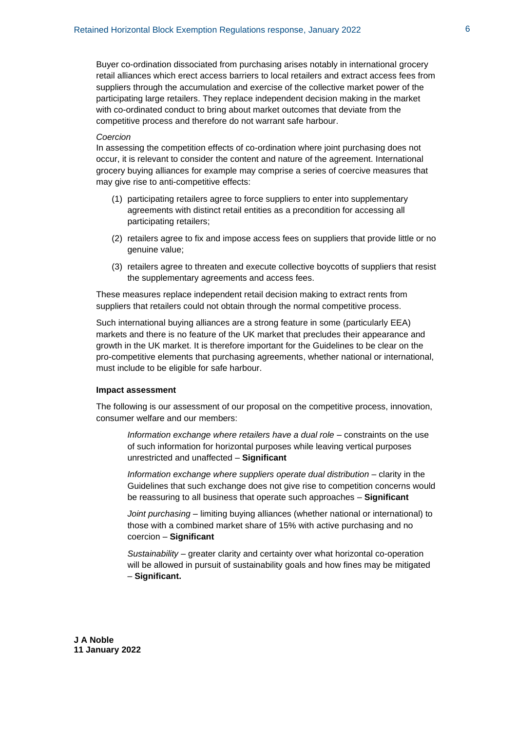Buyer co-ordination dissociated from purchasing arises notably in international grocery retail alliances which erect access barriers to local retailers and extract access fees from suppliers through the accumulation and exercise of the collective market power of the participating large retailers. They replace independent decision making in the market with co-ordinated conduct to bring about market outcomes that deviate from the competitive process and therefore do not warrant safe harbour.

*Coercion*

In assessing the competition effects of co-ordination where joint purchasing does not occur, it is relevant to consider the content and nature of the agreement. International grocery buying alliances for example may comprise a series of coercive measures that may give rise to anti-competitive effects:

(1) participating retailers agree to force suppliers to enter into supplementary agreements with distinct retail entities as a precondition for accessing all participating retailers;

(2) retailers agree to fix and impose access fees on suppliers that provide little or no genuine value;

(3) retailers agree to threaten and execute collective boycotts of suppliers that resist the supplementary agreements and access fees.

These measures replace independent retail decision making to extract rents from suppliers that retailers could not obtain through the normal competitive process.

Such international buying alliances are a strong feature in some (particularly EEA) markets and there is no feature of the UK market that precludes their appearance and growth in the UK market. It is therefore important for the Guidelines to be clear on the pro-competitive elements that purchasing agreements, whether national or international, must include to be eligible for safe harbour.

**Impact assessment**

The following is our assessment of our proposal on the competitive process, innovation, consumer welfare and our members:

*Information exchange where retailers have a dual role* – constraints on the use of such information for horizontal purposes while leaving vertical purposes unrestricted and unaffected – **Significant**

*Information exchange where suppliers operate dual distribution* – clarity in the Guidelines that such exchange does not give rise to competition concerns would be reassuring to all business that operate such approaches – **Significant**

*Joint purchasing* – limiting buying alliances (whether national or international) to those with a combined market share of 15% with active purchasing and no coercion – **Significant**

*Sustainability* – greater clarity and certainty over what horizontal co-operation will be allowed in pursuit of sustainability goals and how fines may be mitigated – **Significant.**

**J A Noble**
**11 January 2022**